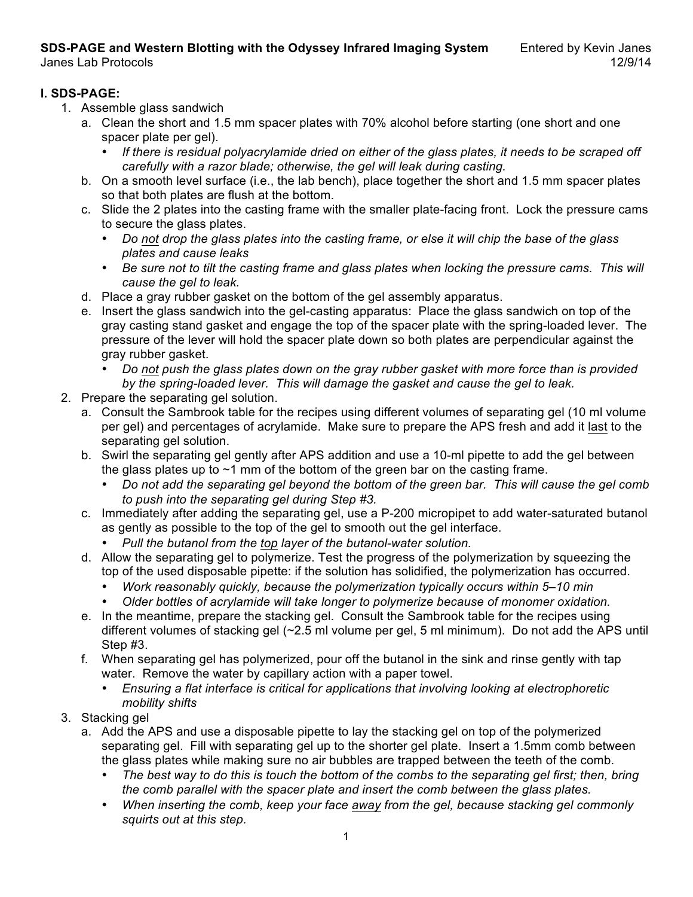**SDS-PAGE and Western Blotting with the Odyssey Infrared Imaging System** Entered by Kevin Janes
Janes Lab Protocols 12/9/14

## I. SDS-PAGE:

1. Assemble glass sandwich
   a. Clean the short and 1.5 mm spacer plates with 70% alcohol before starting (one short and one spacer plate per gel).
      - *If there is residual polyacrylamide dried on either of the glass plates, it needs to be scraped off carefully with a razor blade; otherwise, the gel will leak during casting.*

   b. On a smooth level surface (i.e., the lab bench), place together the short and 1.5 mm spacer plates so that both plates are flush at the bottom.
   c. Slide the 2 plates into the casting frame with the smaller plate-facing front. Lock the pressure cams to secure the glass plates.
      - *Do not drop the glass plates into the casting frame, or else it will chip the base of the glass plates and cause leaks*
      - *Be sure not to tilt the casting frame and glass plates when locking the pressure cams. This will cause the gel to leak.*

   d. Place a gray rubber gasket on the bottom of the gel assembly apparatus.
   e. Insert the glass sandwich into the gel-casting apparatus: Place the glass sandwich on top of the gray casting stand gasket and engage the top of the spacer plate with the spring-loaded lever. The pressure of the lever will hold the spacer plate down so both plates are perpendicular against the gray rubber gasket.
      - *Do not push the glass plates down on the gray rubber gasket with more force than is provided by the spring-loaded lever. This will damage the gasket and cause the gel to leak.*

2. Prepare the separating gel solution.
   a. Consult the Sambrook table for the recipes using different volumes of separating gel (10 ml volume per gel) and percentages of acrylamide. Make sure to prepare the APS fresh and add it last to the separating gel solution.
   b. Swirl the separating gel gently after APS addition and use a 10-ml pipette to add the gel between the glass plates up to ~1 mm of the bottom of the green bar on the casting frame.
      - *Do not add the separating gel beyond the bottom of the green bar. This will cause the gel comb to push into the separating gel during Step #3.*

   c. Immediately after adding the separating gel, use a P-200 micropipet to add water-saturated butanol as gently as possible to the top of the gel to smooth out the gel interface.
      - *Pull the butanol from the top layer of the butanol-water solution.*

   d. Allow the separating gel to polymerize. Test the progress of the polymerization by squeezing the top of the used disposable pipette: if the solution has solidified, the polymerization has occurred.
      - *Work reasonably quickly, because the polymerization typically occurs within 5–10 min*
      - *Older bottles of acrylamide will take longer to polymerize because of monomer oxidation.*

   e. In the meantime, prepare the stacking gel. Consult the Sambrook table for the recipes using different volumes of stacking gel (~2.5 ml volume per gel, 5 ml minimum). Do not add the APS until Step #3.
   f. When separating gel has polymerized, pour off the butanol in the sink and rinse gently with tap water. Remove the water by capillary action with a paper towel.
      - *Ensuring a flat interface is critical for applications that involving looking at electrophoretic mobility shifts*

3. Stacking gel
   a. Add the APS and use a disposable pipette to lay the stacking gel on top of the polymerized separating gel. Fill with separating gel up to the shorter gel plate. Insert a 1.5mm comb between the glass plates while making sure no air bubbles are trapped between the teeth of the comb.
      - *The best way to do this is touch the bottom of the combs to the separating gel first; then, bring the comb parallel with the spacer plate and insert the comb between the glass plates.*
      - *When inserting the comb, keep your face away from the gel, because stacking gel commonly squirts out at this step.*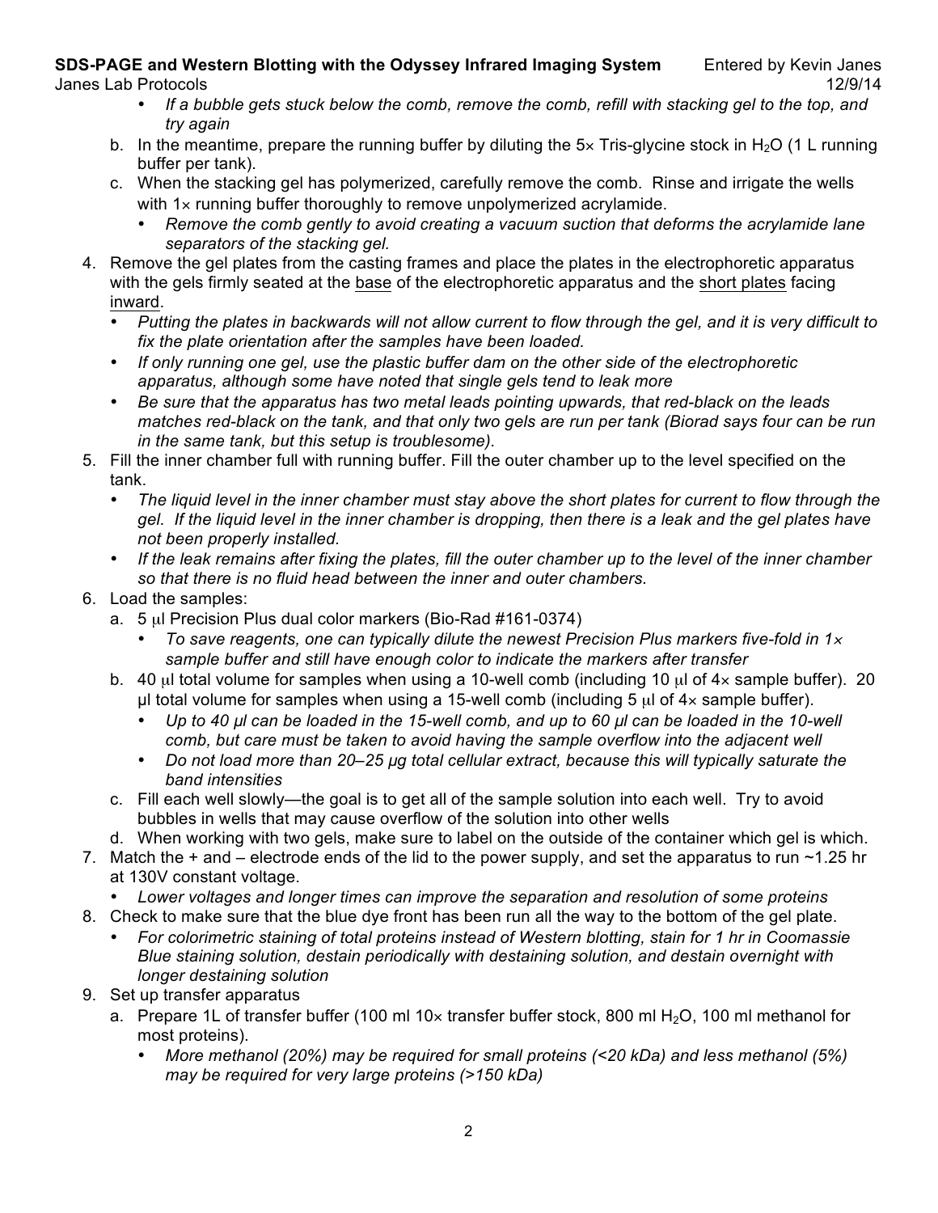- *If a bubble gets stuck below the comb, remove the comb, refill with stacking gel to the top, and try again*

b. In the meantime, prepare the running buffer by diluting the 5× Tris-glycine stock in $H_2O$ (1 L running buffer per tank).

c. When the stacking gel has polymerized, carefully remove the comb. Rinse and irrigate the wells with 1× running buffer thoroughly to remove unpolymerized acrylamide.
   - *Remove the comb gently to avoid creating a vacuum suction that deforms the acrylamide lane separators of the stacking gel.*

4. Remove the gel plates from the casting frames and place the plates in the electrophoretic apparatus with the gels firmly seated at the base of the electrophoretic apparatus and the short plates facing inward.
   - *Putting the plates in backwards will not allow current to flow through the gel, and it is very difficult to fix the plate orientation after the samples have been loaded.*
   - *If only running one gel, use the plastic buffer dam on the other side of the electrophoretic apparatus, although some have noted that single gels tend to leak more*
   - *Be sure that the apparatus has two metal leads pointing upwards, that red-black on the leads matches red-black on the tank, and that only two gels are run per tank (Biorad says four can be run in the same tank, but this setup is troublesome).*

5. Fill the inner chamber full with running buffer. Fill the outer chamber up to the level specified on the tank.
   - *The liquid level in the inner chamber must stay above the short plates for current to flow through the gel. If the liquid level in the inner chamber is dropping, then there is a leak and the gel plates have not been properly installed.*
   - *If the leak remains after fixing the plates, fill the outer chamber up to the level of the inner chamber so that there is no fluid head between the inner and outer chambers.*

6. Load the samples:

   a. 5 μl Precision Plus dual color markers (Bio-Rad #161-0374)
      - *To save reagents, one can typically dilute the newest Precision Plus markers five-fold in 1× sample buffer and still have enough color to indicate the markers after transfer*

   b. 40 μl total volume for samples when using a 10-well comb (including 10 μl of 4× sample buffer). 20 μl total volume for samples when using a 15-well comb (including 5 μl of 4× sample buffer).
      - *Up to 40 μl can be loaded in the 15-well comb, and up to 60 μl can be loaded in the 10-well comb, but care must be taken to avoid having the sample overflow into the adjacent well*
      - *Do not load more than 20–25 μg total cellular extract, because this will typically saturate the band intensities*

   c. Fill each well slowly—the goal is to get all of the sample solution into each well. Try to avoid bubbles in wells that may cause overflow of the solution into other wells

   d. When working with two gels, make sure to label on the outside of the container which gel is which.

7. Match the + and – electrode ends of the lid to the power supply, and set the apparatus to run ~1.25 hr at 130V constant voltage.
   - *Lower voltages and longer times can improve the separation and resolution of some proteins*

8. Check to make sure that the blue dye front has been run all the way to the bottom of the gel plate.
   - *For colorimetric staining of total proteins instead of Western blotting, stain for 1 hr in Coomassie Blue staining solution, destain periodically with destaining solution, and destain overnight with longer destaining solution*

9. Set up transfer apparatus

   a. Prepare 1L of transfer buffer (100 ml 10× transfer buffer stock, 800 ml $H_2O$, 100 ml methanol for most proteins).
      - *More methanol (20%) may be required for small proteins (<20 kDa) and less methanol (5%) may be required for very large proteins (>150 kDa)*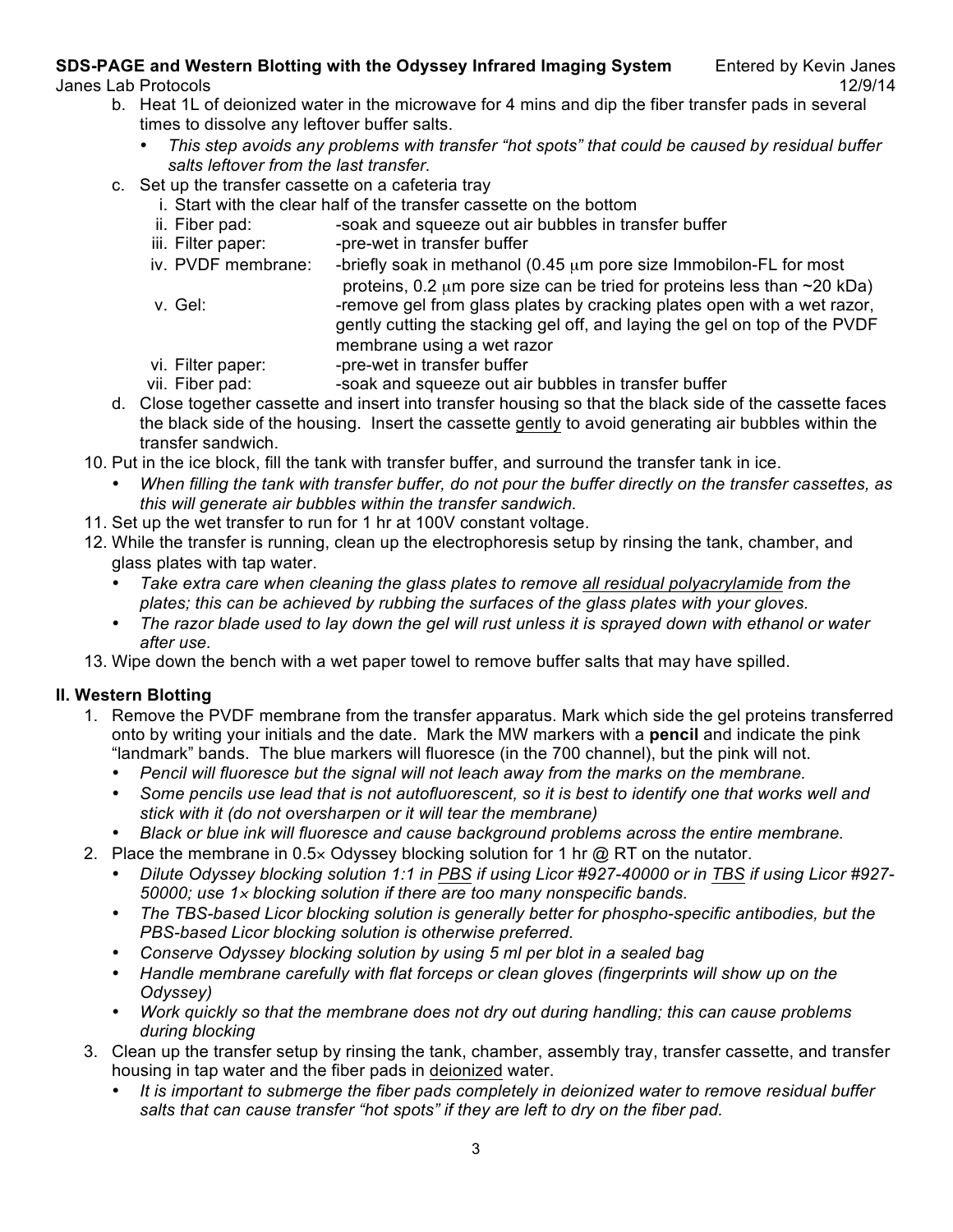b. Heat 1L of deionized water in the microwave for 4 mins and dip the fiber transfer pads in several times to dissolve any leftover buffer salts.
   - *This step avoids any problems with transfer "hot spots" that could be caused by residual buffer salts leftover from the last transfer.*

c. Set up the transfer cassette on a cafeteria tray
   i. Start with the clear half of the transfer cassette on the bottom
   ii. Fiber pad: -soak and squeeze out air bubbles in transfer buffer
   iii. Filter paper: -pre-wet in transfer buffer
   iv. PVDF membrane: -briefly soak in methanol (0.45 μm pore size Immobilon-FL for most proteins, 0.2 μm pore size can be tried for proteins less than ~20 kDa)
   v. Gel: -remove gel from glass plates by cracking plates open with a wet razor, gently cutting the stacking gel off, and laying the gel on top of the PVDF membrane using a wet razor
   vi. Filter paper: -pre-wet in transfer buffer
   vii. Fiber pad: -soak and squeeze out air bubbles in transfer buffer

d. Close together cassette and insert into transfer housing so that the black side of the cassette faces the black side of the housing. Insert the cassette <u>gently</u> to avoid generating air bubbles within the transfer sandwich.

10. Put in the ice block, fill the tank with transfer buffer, and surround the transfer tank in ice.
    - *When filling the tank with transfer buffer, do not pour the buffer directly on the transfer cassettes, as this will generate air bubbles within the transfer sandwich.*
11. Set up the wet transfer to run for 1 hr at 100V constant voltage.
12. While the transfer is running, clean up the electrophoresis setup by rinsing the tank, chamber, and glass plates with tap water.
    - *Take extra care when cleaning the glass plates to remove <u>all residual polyacrylamide</u> from the plates; this can be achieved by rubbing the surfaces of the glass plates with your gloves.*
    - *The razor blade used to lay down the gel will rust unless it is sprayed down with ethanol or water after use.*
13. Wipe down the bench with a wet paper towel to remove buffer salts that may have spilled.

## II. Western Blotting

1. Remove the PVDF membrane from the transfer apparatus. Mark which side the gel proteins transferred onto by writing your initials and the date. Mark the MW markers with a **pencil** and indicate the pink "landmark" bands. The blue markers will fluoresce (in the 700 channel), but the pink will not.
   - *Pencil will fluoresce but the signal will not leach away from the marks on the membrane.*
   - *Some pencils use lead that is not autofluorescent, so it is best to identify one that works well and stick with it (do not oversharpen or it will tear the membrane)*
   - *Black or blue ink will fluoresce and cause background problems across the entire membrane.*
2. Place the membrane in 0.5× Odyssey blocking solution for 1 hr @ RT on the nutator.
   - *Dilute Odyssey blocking solution 1:1 in <u>PBS</u> if using Licor #927-40000 or in <u>TBS</u> if using Licor #927-50000; use 1× blocking solution if there are too many nonspecific bands.*
   - *The TBS-based Licor blocking solution is generally better for phospho-specific antibodies, but the PBS-based Licor blocking solution is otherwise preferred.*
   - *Conserve Odyssey blocking solution by using 5 ml per blot in a sealed bag*
   - *Handle membrane carefully with flat forceps or clean gloves (fingerprints will show up on the Odyssey)*
   - *Work quickly so that the membrane does not dry out during handling; this can cause problems during blocking*
3. Clean up the transfer setup by rinsing the tank, chamber, assembly tray, transfer cassette, and transfer housing in tap water and the fiber pads in <u>deionized</u> water.
   - *It is important to submerge the fiber pads completely in deionized water to remove residual buffer salts that can cause transfer "hot spots" if they are left to dry on the fiber pad.*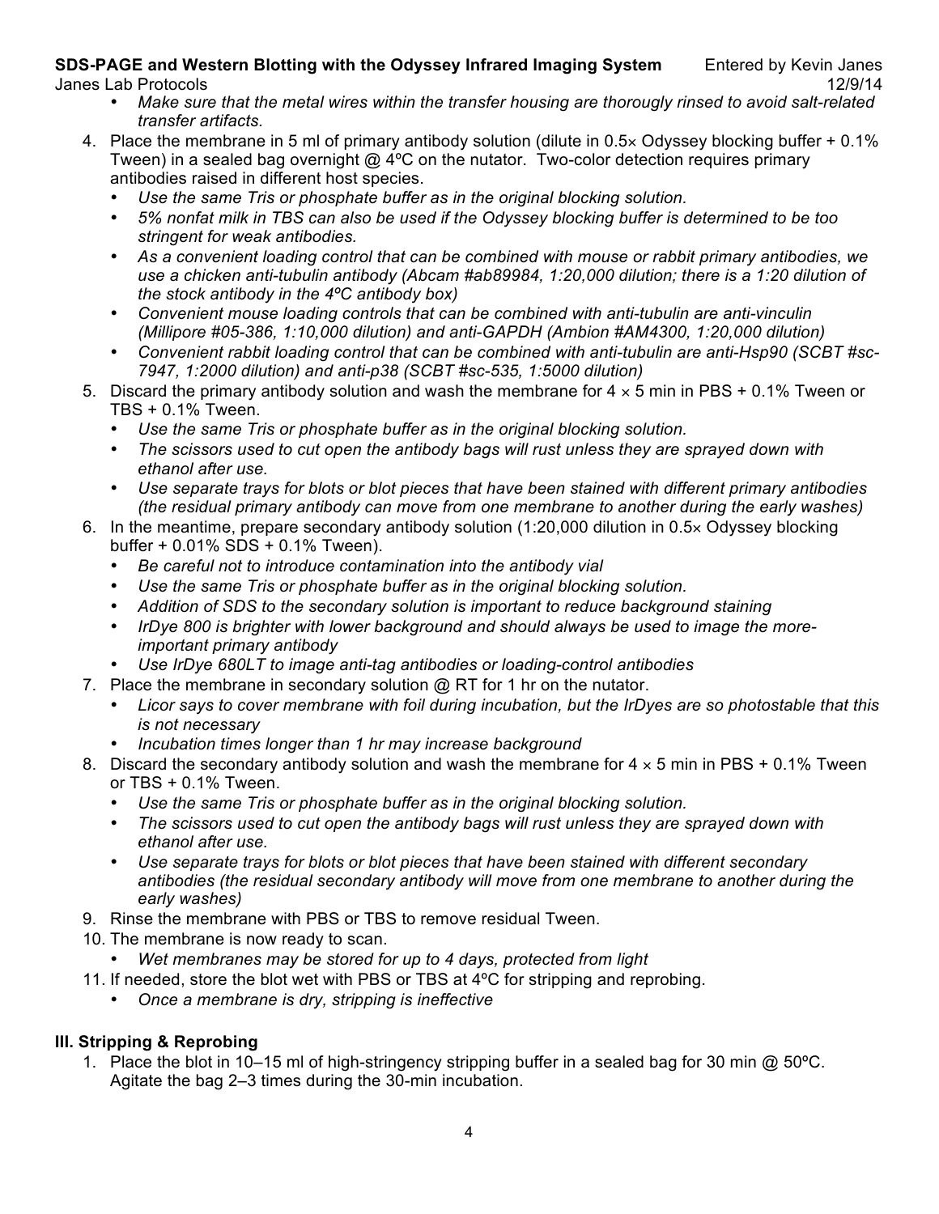- *Make sure that the metal wires within the transfer housing are thorougly rinsed to avoid salt-related transfer artifacts.*

4. Place the membrane in 5 ml of primary antibody solution (dilute in 0.5× Odyssey blocking buffer + 0.1% Tween) in a sealed bag overnight @ 4ºC on the nutator. Two-color detection requires primary antibodies raised in different host species.
   - *Use the same Tris or phosphate buffer as in the original blocking solution.*
   - *5% nonfat milk in TBS can also be used if the Odyssey blocking buffer is determined to be too stringent for weak antibodies.*
   - *As a convenient loading control that can be combined with mouse or rabbit primary antibodies, we use a chicken anti-tubulin antibody (Abcam #ab89984, 1:20,000 dilution; there is a 1:20 dilution of the stock antibody in the 4ºC antibody box)*
   - *Convenient mouse loading controls that can be combined with anti-tubulin are anti-vinculin (Millipore #05-386, 1:10,000 dilution) and anti-GAPDH (Ambion #AM4300, 1:20,000 dilution)*
   - *Convenient rabbit loading control that can be combined with anti-tubulin are anti-Hsp90 (SCBT #sc-7947, 1:2000 dilution) and anti-p38 (SCBT #sc-535, 1:5000 dilution)*
5. Discard the primary antibody solution and wash the membrane for 4 × 5 min in PBS + 0.1% Tween or TBS + 0.1% Tween.
   - *Use the same Tris or phosphate buffer as in the original blocking solution.*
   - *The scissors used to cut open the antibody bags will rust unless they are sprayed down with ethanol after use.*
   - *Use separate trays for blots or blot pieces that have been stained with different primary antibodies (the residual primary antibody can move from one membrane to another during the early washes)*
6. In the meantime, prepare secondary antibody solution (1:20,000 dilution in 0.5× Odyssey blocking buffer + 0.01% SDS + 0.1% Tween).
   - *Be careful not to introduce contamination into the antibody vial*
   - *Use the same Tris or phosphate buffer as in the original blocking solution.*
   - *Addition of SDS to the secondary solution is important to reduce background staining*
   - *IrDye 800 is brighter with lower background and should always be used to image the more-important primary antibody*
   - *Use IrDye 680LT to image anti-tag antibodies or loading-control antibodies*
7. Place the membrane in secondary solution @ RT for 1 hr on the nutator.
   - *Licor says to cover membrane with foil during incubation, but the IrDyes are so photostable that this is not necessary*
   - *Incubation times longer than 1 hr may increase background*
8. Discard the secondary antibody solution and wash the membrane for 4 × 5 min in PBS + 0.1% Tween or TBS + 0.1% Tween.
   - *Use the same Tris or phosphate buffer as in the original blocking solution.*
   - *The scissors used to cut open the antibody bags will rust unless they are sprayed down with ethanol after use.*
   - *Use separate trays for blots or blot pieces that have been stained with different secondary antibodies (the residual secondary antibody will move from one membrane to another during the early washes)*
9. Rinse the membrane with PBS or TBS to remove residual Tween.
10. The membrane is now ready to scan.
    - *Wet membranes may be stored for up to 4 days, protected from light*
11. If needed, store the blot wet with PBS or TBS at 4ºC for stripping and reprobing.
    - *Once a membrane is dry, stripping is ineffective*

## III. Stripping & Reprobing

1. Place the blot in 10–15 ml of high-stringency stripping buffer in a sealed bag for 30 min @ 50ºC. Agitate the bag 2–3 times during the 30-min incubation.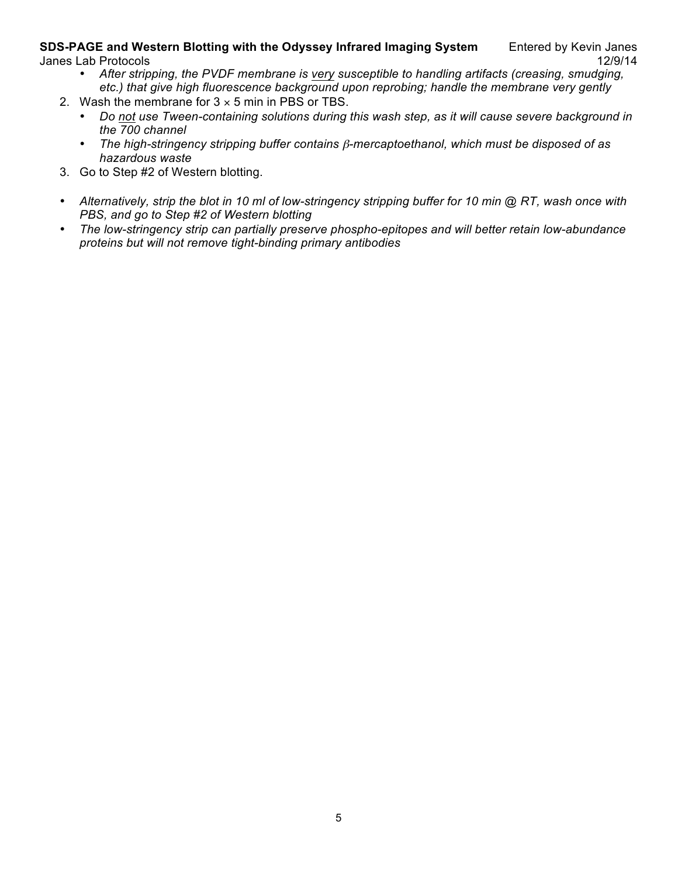- *After stripping, the PVDF membrane is <u>very</u> susceptible to handling artifacts (creasing, smudging, etc.) that give high fluorescence background upon reprobing; handle the membrane very gently*

2. Wash the membrane for $3 \times 5$ min in PBS or TBS.
   - *Do <u>not</u> use Tween-containing solutions during this wash step, as it will cause severe background in the 700 channel*
   - *The high-stringency stripping buffer contains $\beta$-mercaptoethanol, which must be disposed of as hazardous waste*
3. Go to Step #2 of Western blotting.

- *Alternatively, strip the blot in 10 ml of low-stringency stripping buffer for 10 min @ RT, wash once with PBS, and go to Step #2 of Western blotting*
- *The low-stringency strip can partially preserve phospho-epitopes and will better retain low-abundance proteins but will not remove tight-binding primary antibodies*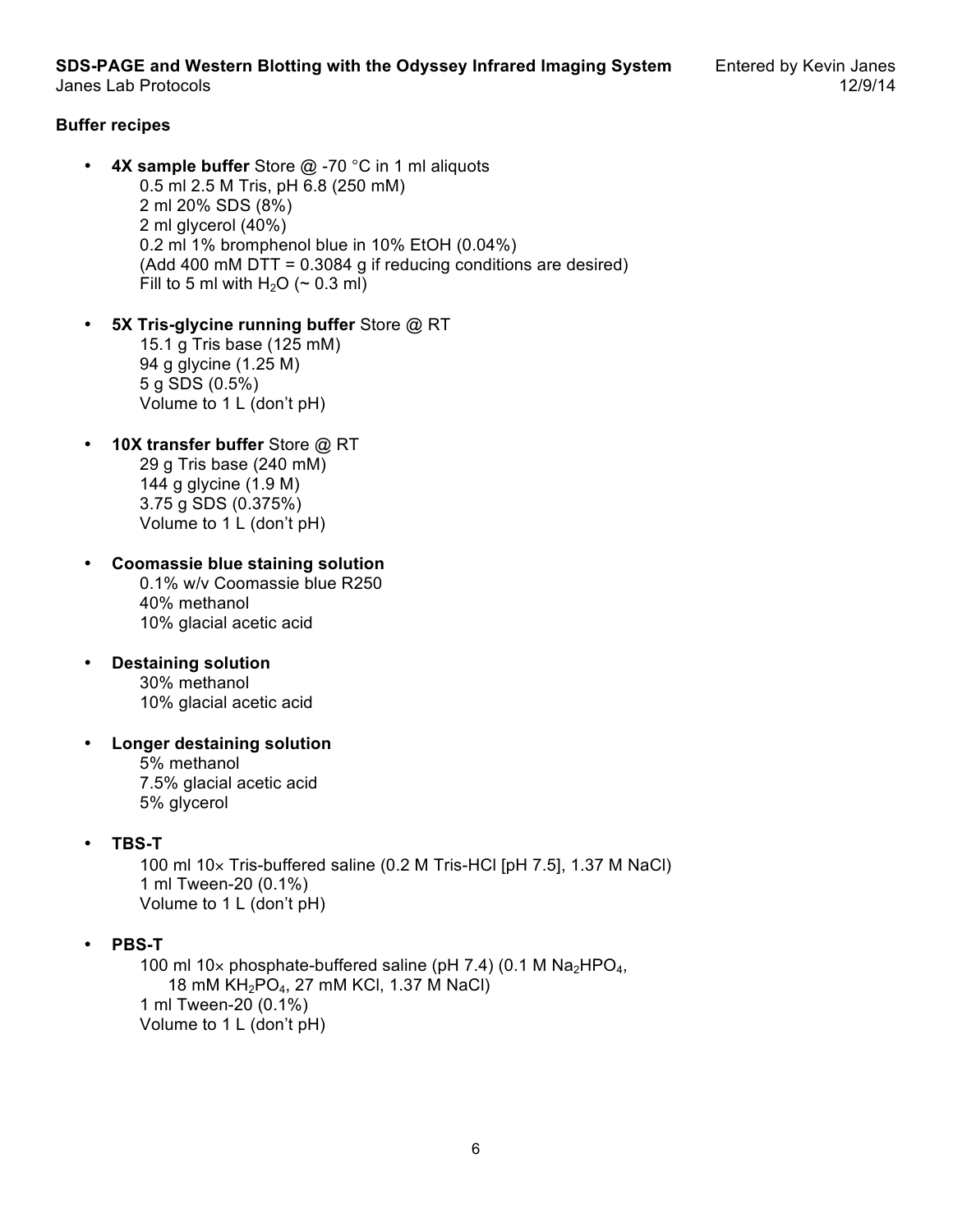### Buffer recipes

- **4X sample buffer** Store @ -70 °C in 1 ml aliquots
  - 0.5 ml 2.5 M Tris, pH 6.8 (250 mM)
  - 2 ml 20% SDS (8%)
  - 2 ml glycerol (40%)
  - 0.2 ml 1% bromphenol blue in 10% EtOH (0.04%)
  - (Add 400 mM DTT = 0.3084 g if reducing conditions are desired)
  - Fill to 5 ml with $H_2O$ (~ 0.3 ml)

- **5X Tris-glycine running buffer** Store @ RT
  - 15.1 g Tris base (125 mM)
  - 94 g glycine (1.25 M)
  - 5 g SDS (0.5%)
  - Volume to 1 L (don't pH)

- **10X transfer buffer** Store @ RT
  - 29 g Tris base (240 mM)
  - 144 g glycine (1.9 M)
  - 3.75 g SDS (0.375%)
  - Volume to 1 L (don't pH)

- **Coomassie blue staining solution**
  - 0.1% w/v Coomassie blue R250
  - 40% methanol
  - 10% glacial acetic acid

- **Destaining solution**
  - 30% methanol
  - 10% glacial acetic acid

- **Longer destaining solution**
  - 5% methanol
  - 7.5% glacial acetic acid
  - 5% glycerol

- **TBS-T**
  - 100 ml 10× Tris-buffered saline (0.2 M Tris-HCl [pH 7.5], 1.37 M NaCl)
  - 1 ml Tween-20 (0.1%)
  - Volume to 1 L (don't pH)

- **PBS-T**
  - 100 ml 10× phosphate-buffered saline (pH 7.4) (0.1 M $Na_2HPO_4$, 18 mM $KH_2PO_4$, 27 mM KCl, 1.37 M NaCl)
  - 1 ml Tween-20 (0.1%)
  - Volume to 1 L (don't pH)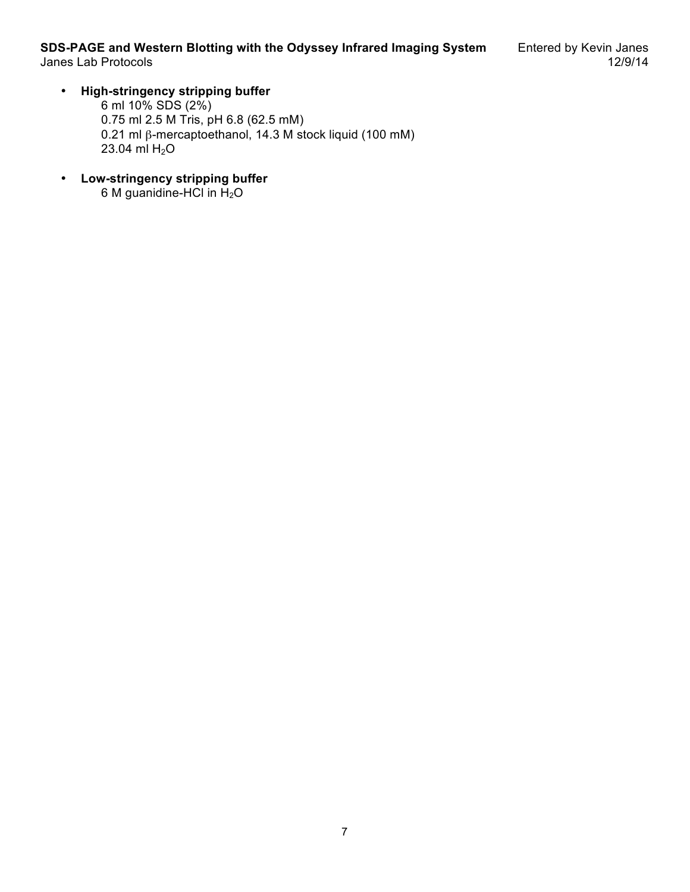- **High-stringency stripping buffer**
  6 ml 10% SDS (2%)
  0.75 ml 2.5 M Tris, pH 6.8 (62.5 mM)
  0.21 ml β-mercaptoethanol, 14.3 M stock liquid (100 mM)
  23.04 ml $H_2O$

- **Low-stringency stripping buffer**
  6 M guanidine-HCl in $H_2O$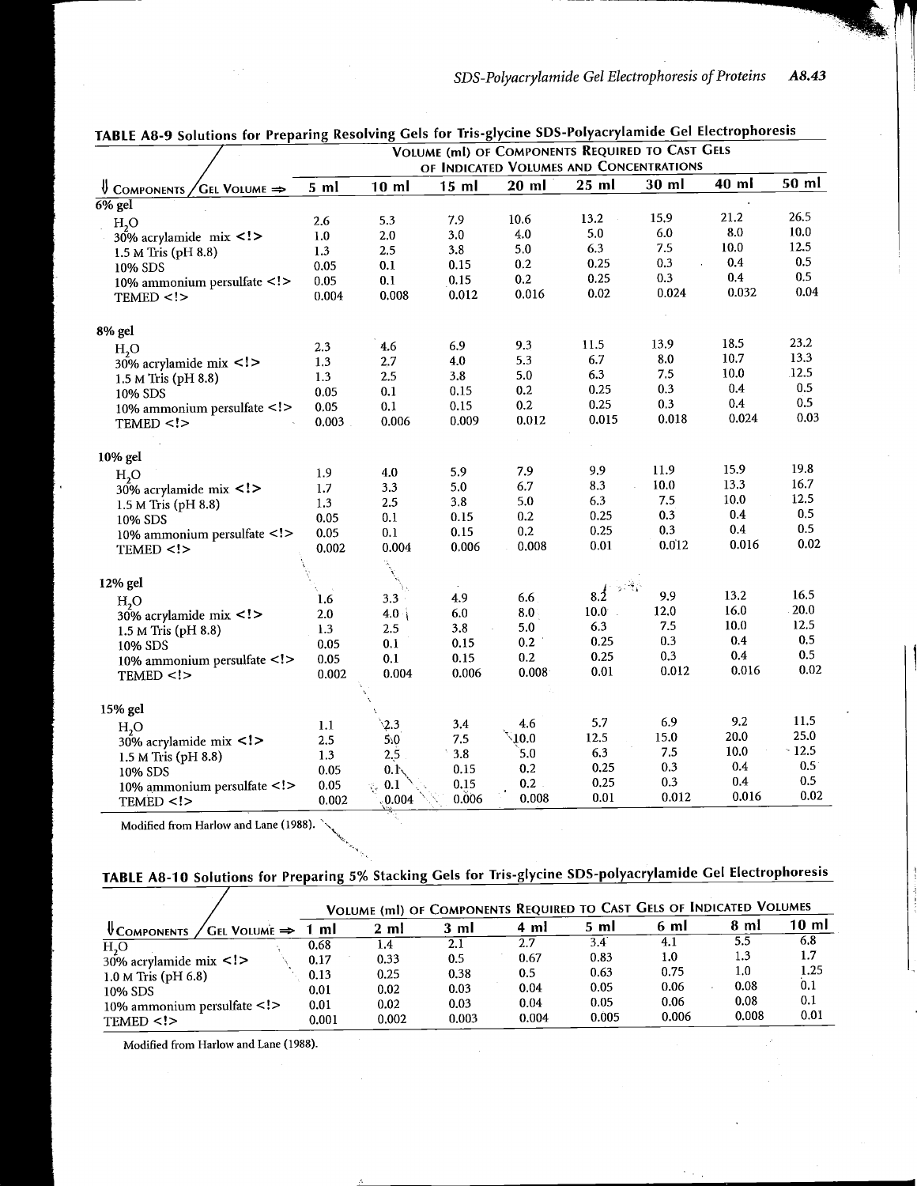**TABLE A8-9 Solutions for Preparing Resolving Gels for Tris-glycine SDS-Polyacrylamide Gel Electrophoresis**

| ⇓ Components / Gel Volume ⇒ | Volume (ml) of Components Required to Cast Gels of Indicated Volumes and Concentrations | | | | | | | |
|---|---|---|---|---|---|---|---|---|
| | 5 ml | 10 ml | 15 ml | 20 ml | 25 ml | 30 ml | 40 ml | 50 ml |
| **6% gel** | | | | | | | | |
| $H_2O$ | 2.6 | 5.3 | 7.9 | 10.6 | 13.2 | 15.9 | 21.2 | 26.5 |
| 30% acrylamide mix <!> | 1.0 | 2.0 | 3.0 | 4.0 | 5.0 | 6.0 | 8.0 | 10.0 |
| 1.5 M Tris (pH 8.8) | 1.3 | 2.5 | 3.8 | 5.0 | 6.3 | 7.5 | 10.0 | 12.5 |
| 10% SDS | 0.05 | 0.1 | 0.15 | 0.2 | 0.25 | 0.3 | 0.4 | 0.5 |
| 10% ammonium persulfate <!> | 0.05 | 0.1 | 0.15 | 0.2 | 0.25 | 0.3 | 0.4 | 0.5 |
| TEMED <!> | 0.004 | 0.008 | 0.012 | 0.016 | 0.02 | 0.024 | 0.032 | 0.04 |
| **8% gel** | | | | | | | | |
| $H_2O$ | 2.3 | 4.6 | 6.9 | 9.3 | 11.5 | 13.9 | 18.5 | 23.2 |
| 30% acrylamide mix <!> | 1.3 | 2.7 | 4.0 | 5.3 | 6.7 | 8.0 | 10.7 | 13.3 |
| 1.5 M Tris (pH 8.8) | 1.3 | 2.5 | 3.8 | 5.0 | 6.3 | 7.5 | 10.0 | 12.5 |
| 10% SDS | 0.05 | 0.1 | 0.15 | 0.2 | 0.25 | 0.3 | 0.4 | 0.5 |
| 10% ammonium persulfate <!> | 0.05 | 0.1 | 0.15 | 0.2 | 0.25 | 0.3 | 0.4 | 0.5 |
| TEMED <!> | 0.003 | 0.006 | 0.009 | 0.012 | 0.015 | 0.018 | 0.024 | 0.03 |
| **10% gel** | | | | | | | | |
| $H_2O$ | 1.9 | 4.0 | 5.9 | 7.9 | 9.9 | 11.9 | 15.9 | 19.8 |
| 30% acrylamide mix <!> | 1.7 | 3.3 | 5.0 | 6.7 | 8.3 | 10.0 | 13.3 | 16.7 |
| 1.5 M Tris (pH 8.8) | 1.3 | 2.5 | 3.8 | 5.0 | 6.3 | 7.5 | 10.0 | 12.5 |
| 10% SDS | 0.05 | 0.1 | 0.15 | 0.2 | 0.25 | 0.3 | 0.4 | 0.5 |
| 10% ammonium persulfate <!> | 0.05 | 0.1 | 0.15 | 0.2 | 0.25 | 0.3 | 0.4 | 0.5 |
| TEMED <!> | 0.002 | 0.004 | 0.006 | 0.008 | 0.01 | 0.012 | 0.016 | 0.02 |
| **12% gel** | | | | | | | | |
| $H_2O$ | 1.6 | 3.3 | 4.9 | 6.6 | 8.2 | 9.9 | 13.2 | 16.5 |
| 30% acrylamide mix <!> | 2.0 | 4.0 | 6.0 | 8.0 | 10.0 | 12.0 | 16.0 | 20.0 |
| 1.5 M Tris (pH 8.8) | 1.3 | 2.5 | 3.8 | 5.0 | 6.3 | 7.5 | 10.0 | 12.5 |
| 10% SDS | 0.05 | 0.1 | 0.15 | 0.2 | 0.25 | 0.3 | 0.4 | 0.5 |
| 10% ammonium persulfate <!> | 0.05 | 0.1 | 0.15 | 0.2 | 0.25 | 0.3 | 0.4 | 0.5 |
| TEMED <!> | 0.002 | 0.004 | 0.006 | 0.008 | 0.01 | 0.012 | 0.016 | 0.02 |
| **15% gel** | | | | | | | | |
| $H_2O$ | 1.1 | 2.3 | 3.4 | 4.6 | 5.7 | 6.9 | 9.2 | 11.5 |
| 30% acrylamide mix <!> | 2.5 | 5.0 | 7.5 | 10.0 | 12.5 | 15.0 | 20.0 | 25.0 |
| 1.5 M Tris (pH 8.8) | 1.3 | 2.5 | 3.8 | 5.0 | 6.3 | 7.5 | 10.0 | 12.5 |
| 10% SDS | 0.05 | 0.1 | 0.15 | 0.2 | 0.25 | 0.3 | 0.4 | 0.5 |
| 10% ammonium persulfate <!> | 0.05 | 0.1 | 0.15 | 0.2 | 0.25 | 0.3 | 0.4 | 0.5 |
| TEMED <!> | 0.002 | 0.004 | 0.006 | 0.008 | 0.01 | 0.012 | 0.016 | 0.02 |

Modified from Harlow and Lane (1988).

**TABLE A8-10 Solutions for Preparing 5% Stacking Gels for Tris-glycine SDS-polyacrylamide Gel Electrophoresis**

| ⇓ Components / Gel Volume ⇒ | Volume (ml) of Components Required to Cast Gels of Indicated Volumes | | | | | | | |
|---|---|---|---|---|---|---|---|---|
| | 1 ml | 2 ml | 3 ml | 4 ml | 5 ml | 6 ml | 8 ml | 10 ml |
| $H_2O$ | 0.68 | 1.4 | 2.1 | 2.7 | 3.4 | 4.1 | 5.5 | 6.8 |
| 30% acrylamide mix <!> | 0.17 | 0.33 | 0.5 | 0.67 | 0.83 | 1.0 | 1.3 | 1.7 |
| 1.0 M Tris (pH 6.8) | 0.13 | 0.25 | 0.38 | 0.5 | 0.63 | 0.75 | 1.0 | 1.25 |
| 10% SDS | 0.01 | 0.02 | 0.03 | 0.04 | 0.05 | 0.06 | 0.08 | 0.1 |
| 10% ammonium persulfate <!> | 0.01 | 0.02 | 0.03 | 0.04 | 0.05 | 0.06 | 0.08 | 0.1 |
| TEMED <!> | 0.001 | 0.002 | 0.003 | 0.004 | 0.005 | 0.006 | 0.008 | 0.01 |

Modified from Harlow and Lane (1988).